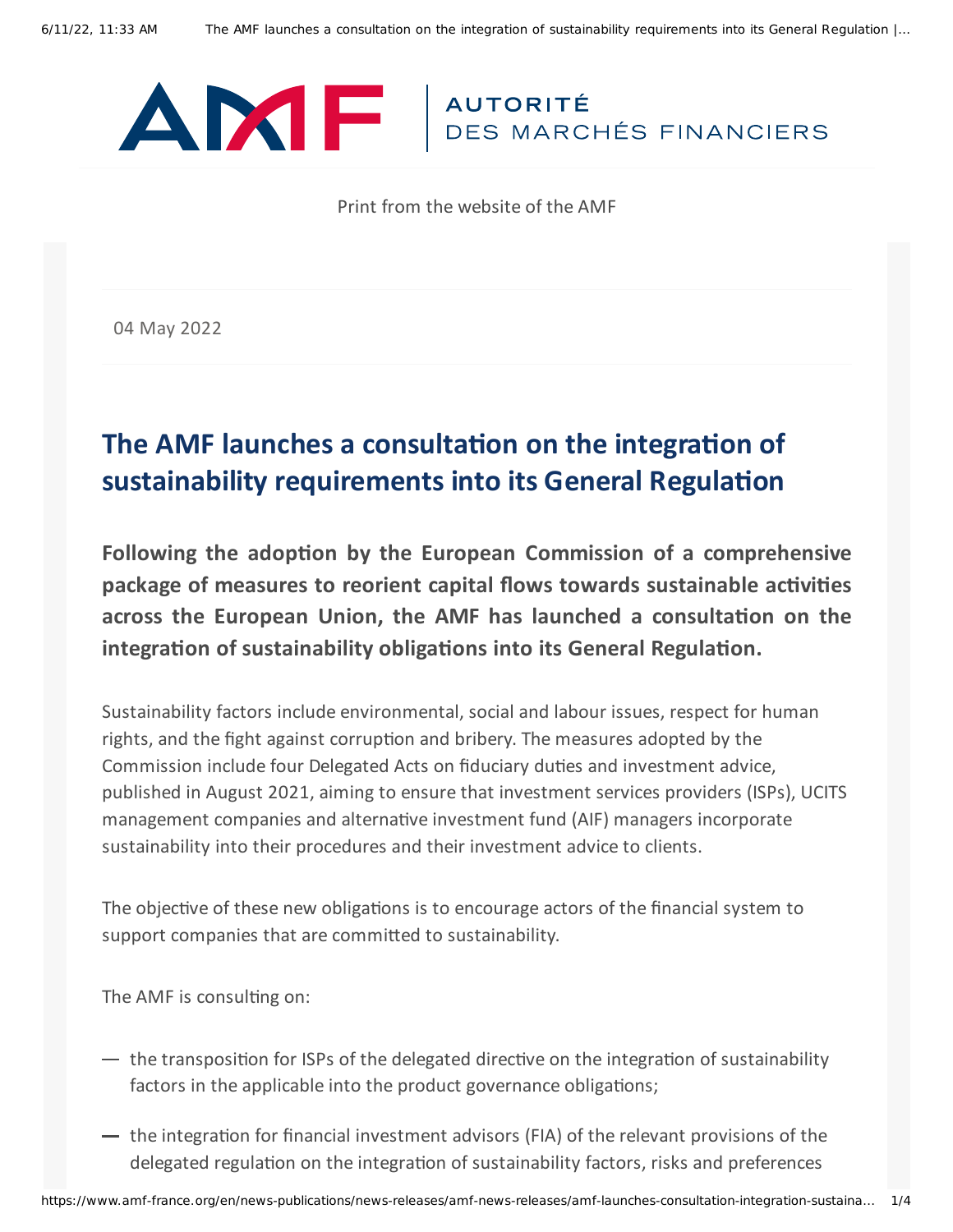Print from the website of the AMF

04 May 2022

# The AMF launches a consultation on the integration of sustainability requirements into its General Regulation

**Following the adoption by the European Commission of a comprehensive package of measures to reorient capital flows towards sustainable activities across the European Union, the AMF has launched a consultation on the integration of sustainability obligations into its General Regulation.**

Sustainability factors include environmental, social and labour issues, respect for human rights, and the fight against corruption and bribery. The measures adopted by the Commission include four Delegated Acts on fiduciary duties and investment advice, published in August 2021, aiming to ensure that investment services providers (ISPs), UCITS management companies and alternative investment fund (AIF) managers incorporate sustainability into their procedures and their investment advice to clients.

The objective of these new obligations is to encourage actors of the financial system to support companies that are committed to sustainability.

The AMF is consulting on:

- the transposition for ISPs of the delegated directive on the integration of sustainability factors in the applicable into the product governance obligations;
- the integration for financial investment advisors (FIA) of the relevant provisions of the delegated regulation on the integration of sustainability factors, risks and preferences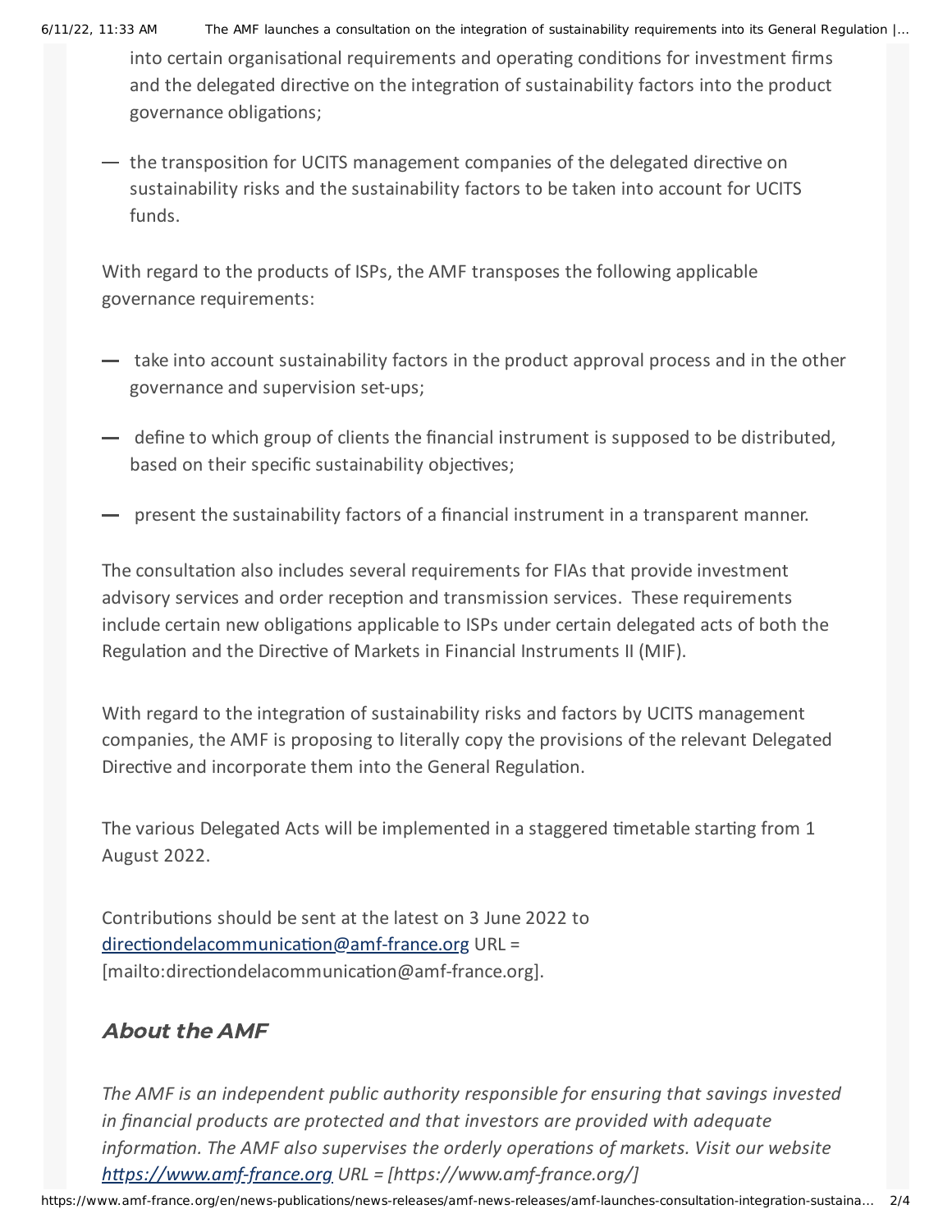into certain organisational requirements and operating conditions for investment firms and the delegated directive on the integration of sustainability factors into the product governance obligations;

— the transposition for UCITS management companies of the delegated directive on sustainability risks and the sustainability factors to be taken into account for UCITS funds.

With regard to the products of ISPs, the AMF transposes the following applicable governance requirements:

- take into account sustainability factors in the product approval process and in the other governance and supervision set-ups;
- define to which group of clients the financial instrument is supposed to be distributed, based on their specific sustainability objectives;
- present the sustainability factors of a financial instrument in a transparent manner.

The consultation also includes several requirements for FIAs that provide investment advisory services and order reception and transmission services. These requirements include certain new obligations applicable to ISPs under certain delegated acts of both the Regulation and the Directive of Markets in Financial Instruments II (MIF).

With regard to the integration of sustainability risks and factors by UCITS management companies, the AMF is proposing to literally copy the provisions of the relevant Delegated Directive and incorporate them into the General Regulation.

The various Delegated Acts will be implemented in a staggered timetable starting from 1 August 2022.

Contributions should be sent at the latest on 3 June 2022 to directiondelacommunication@amf-france.org URL = [mailto:directiondelacommunication@amf-france.org].

## *About the AMF*

*The AMF is an independent public authority responsible for ensuring that savings invested in financial products are protected and that investors are provided with adequate information. The AMF also supervises the orderly operations of markets. Visit our website https://www.amf-france.org URL = [https://www.amf-france.org/]*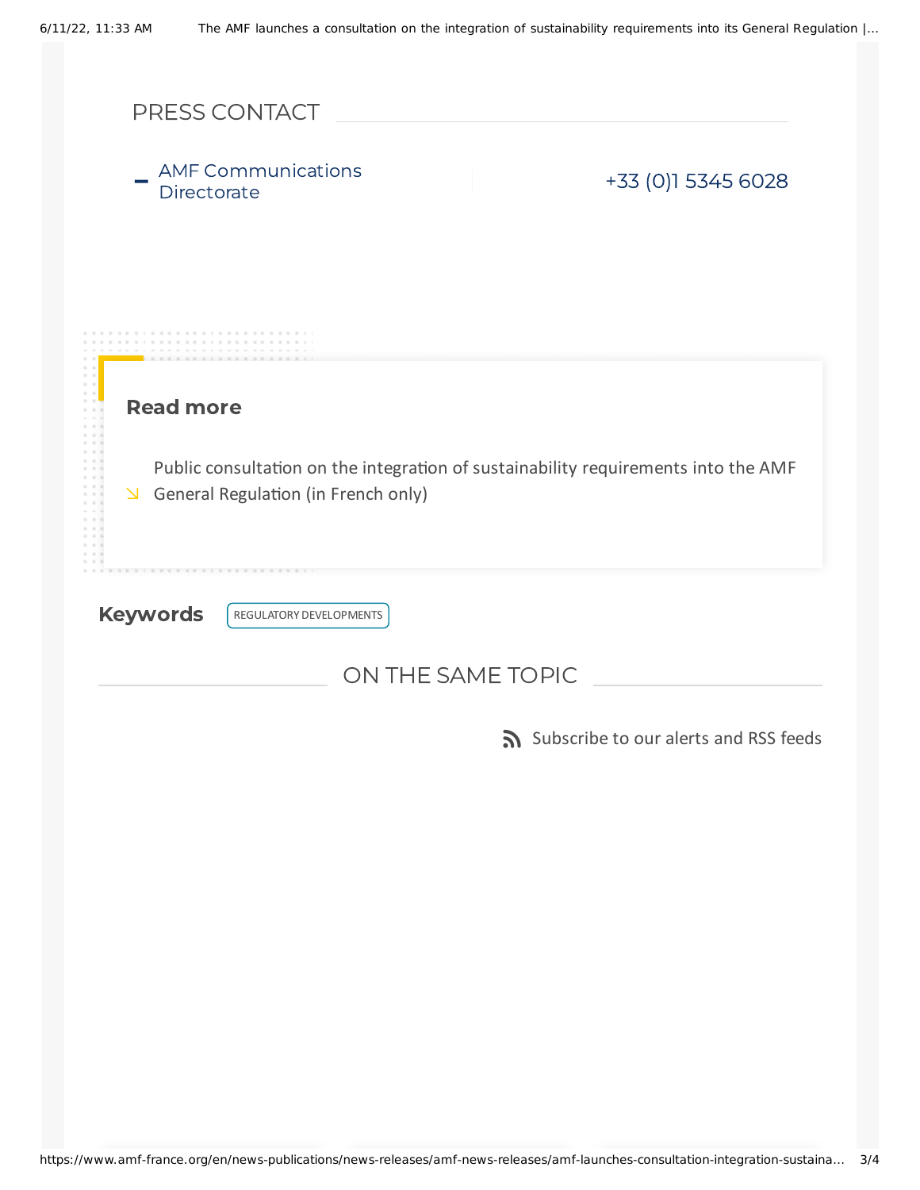## PRESS CONTACT

- AMF Communications Directorate | +33 (0)1 5345 6028

### Read more

↘ Public consultation on the integration of sustainability requirements into the AMF General Regulation (in French only)

**Keywords** REGULATORY DEVELOPMENTS

## ON THE SAME TOPIC

Subscribe to our alerts and RSS feeds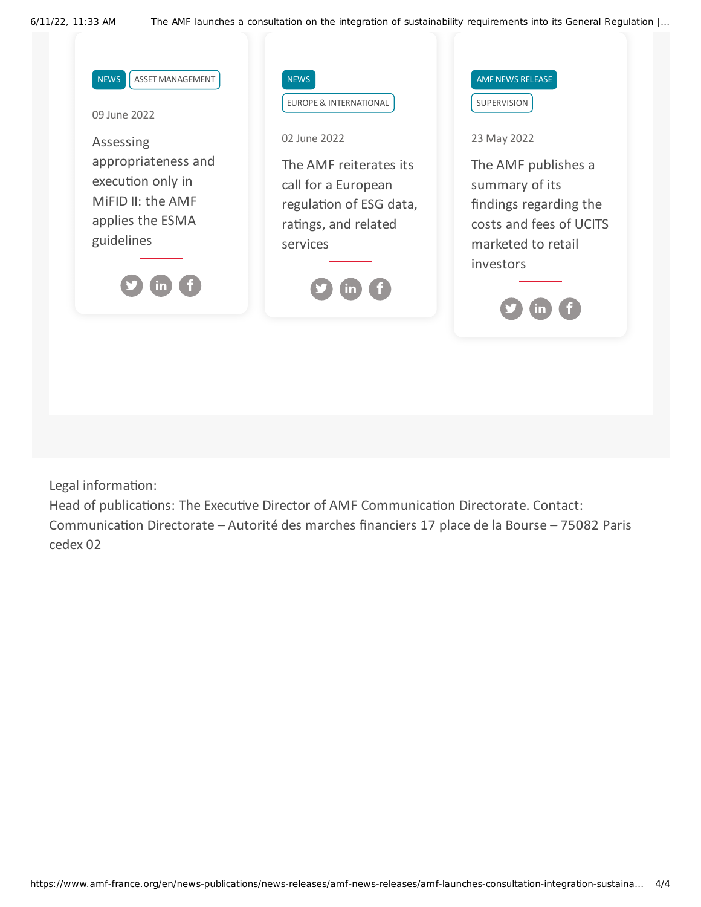NEWS ASSET MANAGEMENT

09 June 2022

Assessing appropriateness and execution only in MiFID II: the AMF applies the ESMA guidelines

NEWS EUROPE & INTERNATIONAL

02 June 2022

The AMF reiterates its call for a European regulation of ESG data, ratings, and related services

AMF NEWS RELEASE SUPERVISION

23 May 2022

The AMF publishes a summary of its findings regarding the costs and fees of UCITS marketed to retail investors

Legal information:

Head of publications: The Executive Director of AMF Communication Directorate. Contact: Communication Directorate – Autorité des marches financiers 17 place de la Bourse – 75082 Paris cedex 02